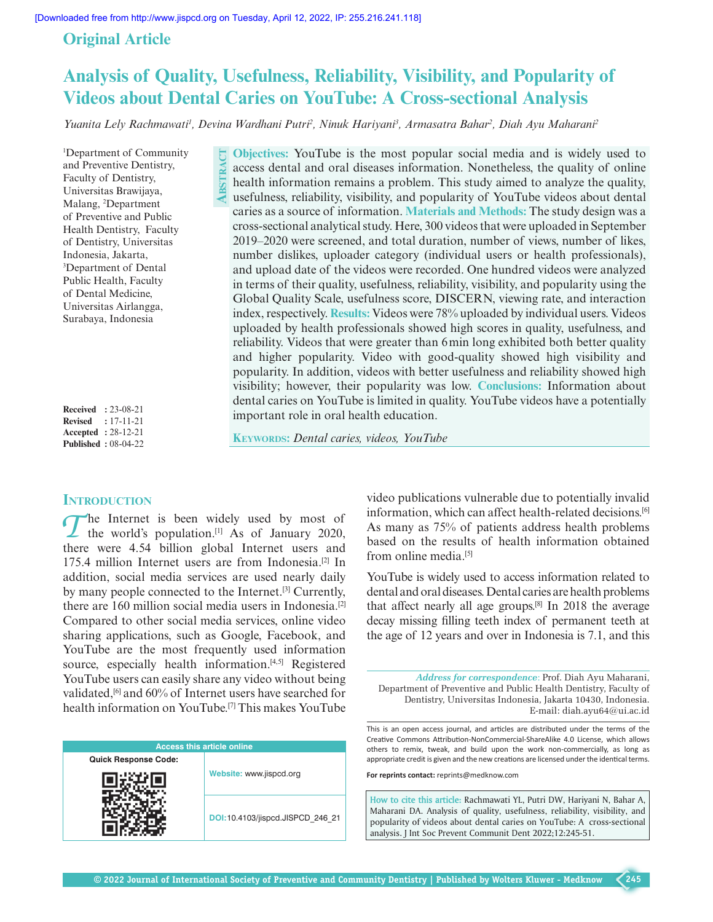[Downloaded free from http://www.jispcd.org on Tuesday, April 12, 2022, IP: 255.216.241.118]

Original Article

# Analysis of Quality, Usefulness, Reliability, Visibility, and Popularity of Videos about Dental Caries on YouTube: A Cross-sectional Analysis

*Yuanita Lely Rachmawati[1], Devina Wardhani Putri[2], Ninuk Hariyani[3], Armasatra Bahar[2], Diah Ayu Maharani[2]*

[1]Department of Community and Preventive Dentistry, Faculty of Dentistry, Universitas Brawijaya, Malang, [2]Department of Preventive and Public Health Dentistry, Faculty of Dentistry, Universitas Indonesia, Jakarta, [3]Department of Dental Public Health, Faculty of Dental Medicine, Universitas Airlangga, Surabaya, Indonesia

**Received** : 23-08-21
**Revised** : 17-11-21
**Accepted** : 28-12-21
**Published** : 08-04-22

## Abstract

**Objectives:** YouTube is the most popular social media and is widely used to access dental and oral diseases information. Nonetheless, the quality of online health information remains a problem. This study aimed to analyze the quality, usefulness, reliability, visibility, and popularity of YouTube videos about dental caries as a source of information. **Materials and Methods:** The study design was a cross-sectional analytical study. Here, 300 videos that were uploaded in September 2019–2020 were screened, and total duration, number of views, number of likes, number dislikes, uploader category (individual users or health professionals), and upload date of the videos were recorded. One hundred videos were analyzed in terms of their quality, usefulness, reliability, visibility, and popularity using the Global Quality Scale, usefulness score, DISCERN, viewing rate, and interaction index, respectively. **Results:** Videos were 78% uploaded by individual users. Videos uploaded by health professionals showed high scores in quality, usefulness, and reliability. Videos that were greater than 6 min long exhibited both better quality and higher popularity. Video with good-quality showed high visibility and popularity. In addition, videos with better usefulness and reliability showed high visibility; however, their popularity was low. **Conclusions:** Information about dental caries on YouTube is limited in quality. YouTube videos have a potentially important role in oral health education.

**Keywords:** *Dental caries, videos, YouTube*

## Introduction

The Internet is been widely used by most of the world's population.[1] As of January 2020, there were 4.54 billion global Internet users and 175.4 million Internet users are from Indonesia.[2] In addition, social media services are used nearly daily by many people connected to the Internet.[3] Currently, there are 160 million social media users in Indonesia.[2] Compared to other social media services, online video sharing applications, such as Google, Facebook, and YouTube are the most frequently used information source, especially health information.[4,5] Registered YouTube users can easily share any video without being validated,[6] and 60% of Internet users have searched for health information on YouTube.[7] This makes YouTube video publications vulnerable due to potentially invalid information, which can affect health-related decisions.[6] As many as 75% of patients address health problems based on the results of health information obtained from online media.[5]

YouTube is widely used to access information related to dental and oral diseases. Dental caries are health problems that affect nearly all age groups.[8] In 2018 the average decay missing filling teeth index of permanent teeth at the age of 12 years and over in Indonesia is 7.1, and this

*Address for correspondence*: Prof. Diah Ayu Maharani, Department of Preventive and Public Health Dentistry, Faculty of Dentistry, Universitas Indonesia, Jakarta 10430, Indonesia. E-mail: diah.ayu64@ui.ac.id

| Access this article online | |
|---|---|
| Quick Response Code: | Website: www.jispcd.org |
| | DOI:10.4103/jispcd.JISPCD_246_21 |

This is an open access journal, and articles are distributed under the terms of the Creative Commons Attribution-NonCommercial-ShareAlike 4.0 License, which allows others to remix, tweak, and build upon the work non-commercially, as long as appropriate credit is given and the new creations are licensed under the identical terms.

**For reprints contact:** reprints@medknow.com

**How to cite this article:** Rachmawati YL, Putri DW, Hariyani N, Bahar A, Maharani DA. Analysis of quality, usefulness, reliability, visibility, and popularity of videos about dental caries on YouTube: A cross-sectional analysis. J Int Soc Prevent Communit Dent 2022;12:245-51.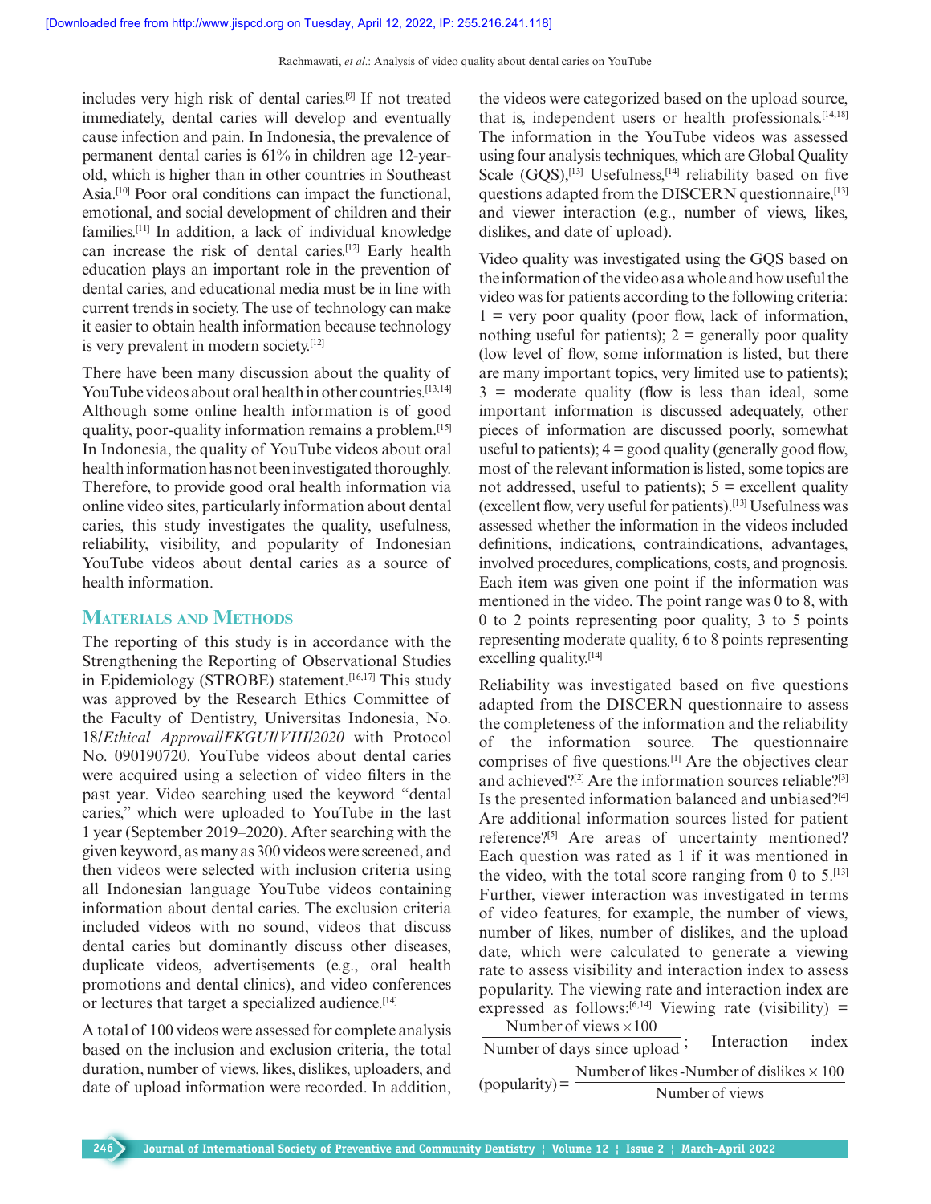includes very high risk of dental caries.[9] If not treated immediately, dental caries will develop and eventually cause infection and pain. In Indonesia, the prevalence of permanent dental caries is 61% in children age 12-year-old, which is higher than in other countries in Southeast Asia.[10] Poor oral conditions can impact the functional, emotional, and social development of children and their families.[11] In addition, a lack of individual knowledge can increase the risk of dental caries.[12] Early health education plays an important role in the prevention of dental caries, and educational media must be in line with current trends in society. The use of technology can make it easier to obtain health information because technology is very prevalent in modern society.[12]

There have been many discussion about the quality of YouTube videos about oral health in other countries.[13,14] Although some online health information is of good quality, poor-quality information remains a problem.[15] In Indonesia, the quality of YouTube videos about oral health information has not been investigated thoroughly. Therefore, to provide good oral health information via online video sites, particularly information about dental caries, this study investigates the quality, usefulness, reliability, visibility, and popularity of Indonesian YouTube videos about dental caries as a source of health information.

## Materials and Methods

The reporting of this study is in accordance with the Strengthening the Reporting of Observational Studies in Epidemiology (STROBE) statement.[16,17] This study was approved by the Research Ethics Committee of the Faculty of Dentistry, Universitas Indonesia, No. 18/*Ethical Approval*/*FKGUI*/*VIII*/*2020* with Protocol No. 090190720. YouTube videos about dental caries were acquired using a selection of video filters in the past year. Video searching used the keyword "dental caries," which were uploaded to YouTube in the last 1 year (September 2019–2020). After searching with the given keyword, as many as 300 videos were screened, and then videos were selected with inclusion criteria using all Indonesian language YouTube videos containing information about dental caries. The exclusion criteria included videos with no sound, videos that discuss dental caries but dominantly discuss other diseases, duplicate videos, advertisements (e.g., oral health promotions and dental clinics), and video conferences or lectures that target a specialized audience.[14]

A total of 100 videos were assessed for complete analysis based on the inclusion and exclusion criteria, the total duration, number of views, likes, dislikes, uploaders, and date of upload information were recorded. In addition, the videos were categorized based on the upload source, that is, independent users or health professionals.[14,18] The information in the YouTube videos was assessed using four analysis techniques, which are Global Quality Scale (GQS),[13] Usefulness,[14] reliability based on five questions adapted from the DISCERN questionnaire,[13] and viewer interaction (e.g., number of views, likes, dislikes, and date of upload).

Video quality was investigated using the GQS based on the information of the video as a whole and how useful the video was for patients according to the following criteria: 1 = very poor quality (poor flow, lack of information, nothing useful for patients); 2 = generally poor quality (low level of flow, some information is listed, but there are many important topics, very limited use to patients); 3 = moderate quality (flow is less than ideal, some important information is discussed adequately, other pieces of information are discussed poorly, somewhat useful to patients); 4 = good quality (generally good flow, most of the relevant information is listed, some topics are not addressed, useful to patients); 5 = excellent quality (excellent flow, very useful for patients).[13] Usefulness was assessed whether the information in the videos included definitions, indications, contraindications, advantages, involved procedures, complications, costs, and prognosis. Each item was given one point if the information was mentioned in the video. The point range was 0 to 8, with 0 to 2 points representing poor quality, 3 to 5 points representing moderate quality, 6 to 8 points representing excelling quality.[14]

Reliability was investigated based on five questions adapted from the DISCERN questionnaire to assess the completeness of the information and the reliability of the information source. The questionnaire comprises of five questions.[1] Are the objectives clear and achieved?[2] Are the information sources reliable?[3] Is the presented information balanced and unbiased?[4] Are additional information sources listed for patient reference?[5] Are areas of uncertainty mentioned? Each question was rated as 1 if it was mentioned in the video, with the total score ranging from 0 to 5.[13] Further, viewer interaction was investigated in terms of video features, for example, the number of views, number of likes, number of dislikes, and the upload date, which were calculated to generate a viewing rate to assess visibility and interaction index to assess popularity. The viewing rate and interaction index are expressed as follows:[6,14] Viewing rate (visibility) = $\frac{\text{Number of views} \times 100}{\text{Number of days since upload}}$; Interaction index (popularity) = $\frac{\text{Number of likes} - \text{Number of dislikes} \times 100}{\text{Number of views}}$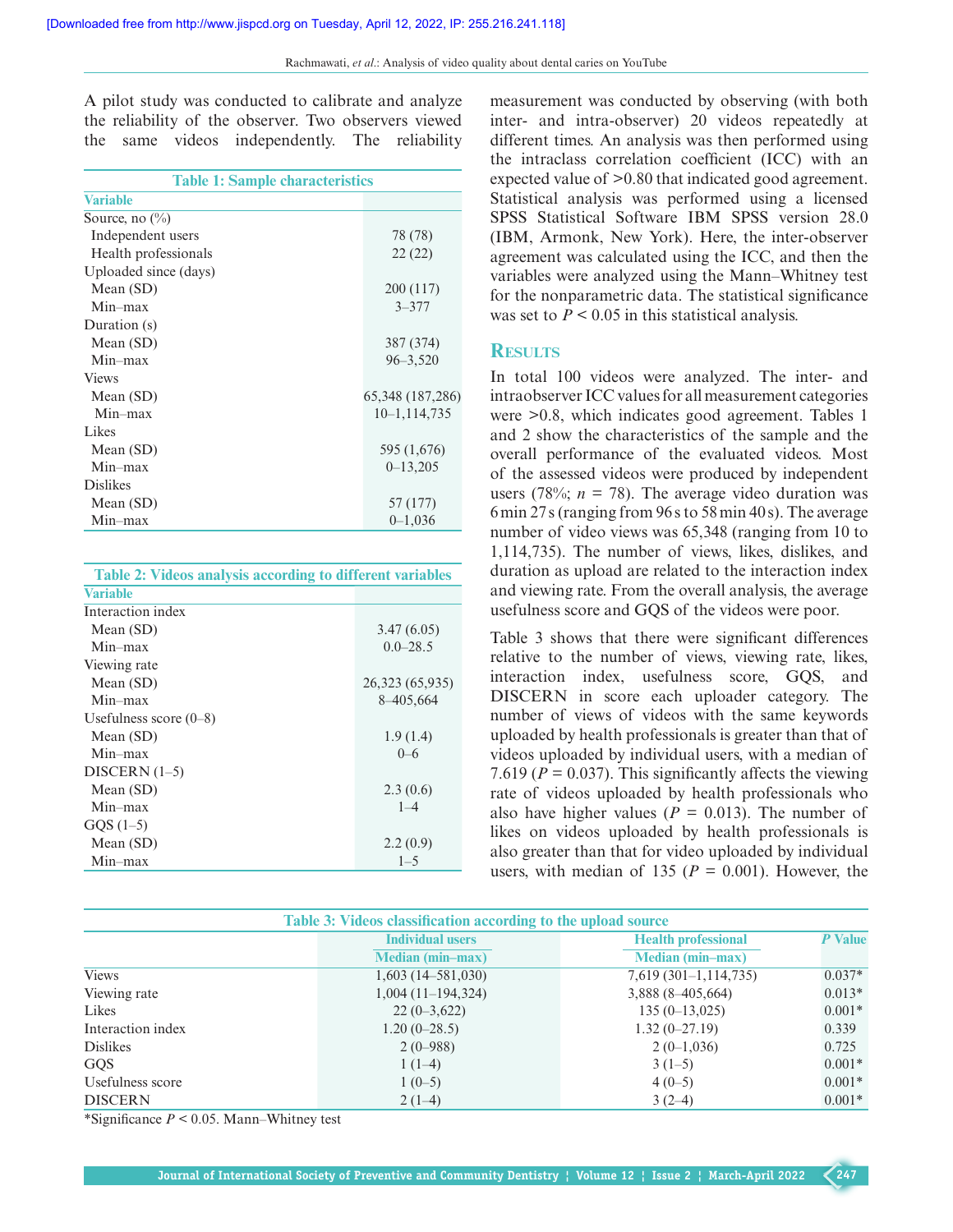A pilot study was conducted to calibrate and analyze the reliability of the observer. Two observers viewed the same videos independently. The reliability measurement was conducted by observing (with both inter- and intra-observer) 20 videos repeatedly at different times. An analysis was then performed using the intraclass correlation coefficient (ICC) with an expected value of >0.80 that indicated good agreement. Statistical analysis was performed using a licensed SPSS Statistical Software IBM SPSS version 28.0 (IBM, Armonk, New York). Here, the inter-observer agreement was calculated using the ICC, and then the variables were analyzed using the Mann–Whitney test for the nonparametric data. The statistical significance was set to $P < 0.05$ in this statistical analysis.

**Table 1: Sample characteristics**

| Variable | |
|---|---|
| Source, no (%) | |
| Independent users | 78 (78) |
| Health professionals | 22 (22) |
| Uploaded since (days) | |
| Mean (SD) | 200 (117) |
| Min–max | 3–377 |
| Duration (s) | |
| Mean (SD) | 387 (374) |
| Min–max | 96–3,520 |
| Views | |
| Mean (SD) | 65,348 (187,286) |
| Min–max | 10–1,114,735 |
| Likes | |
| Mean (SD) | 595 (1,676) |
| Min–max | 0–13,205 |
| Dislikes | |
| Mean (SD) | 57 (177) |
| Min–max | 0–1,036 |

**Table 2: Videos analysis according to different variables**

| Variable | |
|---|---|
| Interaction index | |
| Mean (SD) | 3.47 (6.05) |
| Min–max | 0.0–28.5 |
| Viewing rate | |
| Mean (SD) | 26,323 (65,935) |
| Min–max | 8–405,664 |
| Usefulness score (0–8) | |
| Mean (SD) | 1.9 (1.4) |
| Min–max | 0–6 |
| DISCERN (1–5) | |
| Mean (SD) | 2.3 (0.6) |
| Min–max | 1–4 |
| GQS (1–5) | |
| Mean (SD) | 2.2 (0.9) |
| Min–max | 1–5 |

## Results

In total 100 videos were analyzed. The inter- and intraobserver ICC values for all measurement categories were >0.8, which indicates good agreement. Tables 1 and 2 show the characteristics of the sample and the overall performance of the evaluated videos. Most of the assessed videos were produced by independent users (78%; $n = 78$). The average video duration was 6 min 27 s (ranging from 96 s to 58 min 40 s). The average number of video views was 65,348 (ranging from 10 to 1,114,735). The number of views, likes, dislikes, and duration as upload are related to the interaction index and viewing rate. From the overall analysis, the average usefulness score and GQS of the videos were poor.

Table 3 shows that there were significant differences relative to the number of views, viewing rate, likes, interaction index, usefulness score, GQS, and DISCERN in score each uploader category. The number of views of videos with the same keywords uploaded by health professionals is greater than that of videos uploaded by individual users, with a median of 7.619 ($P = 0.037$). This significantly affects the viewing rate of videos uploaded by health professionals who also have higher values ($P = 0.013$). The number of likes on videos uploaded by health professionals is also greater than that for video uploaded by individual users, with median of 135 ($P = 0.001$). However, the

**Table 3: Videos classification according to the upload source**

| | Individual users | Health professional | *P* Value |
|---|---|---|---|
| | Median (min–max) | Median (min–max) | |
| Views | 1,603 (14–581,030) | 7,619 (301–1,114,735) | 0.037* |
| Viewing rate | 1,004 (11–194,324) | 3,888 (8–405,664) | 0.013* |
| Likes | 22 (0–3,622) | 135 (0–13,025) | 0.001* |
| Interaction index | 1.20 (0–28.5) | 1.32 (0–27.19) | 0.339 |
| Dislikes | 2 (0–988) | 2 (0–1,036) | 0.725 |
| GQS | 1 (1–4) | 3 (1–5) | 0.001* |
| Usefulness score | 1 (0–5) | 4 (0–5) | 0.001* |
| DISCERN | 2 (1–4) | 3 (2–4) | 0.001* |

*Significance $P < 0.05$. Mann–Whitney test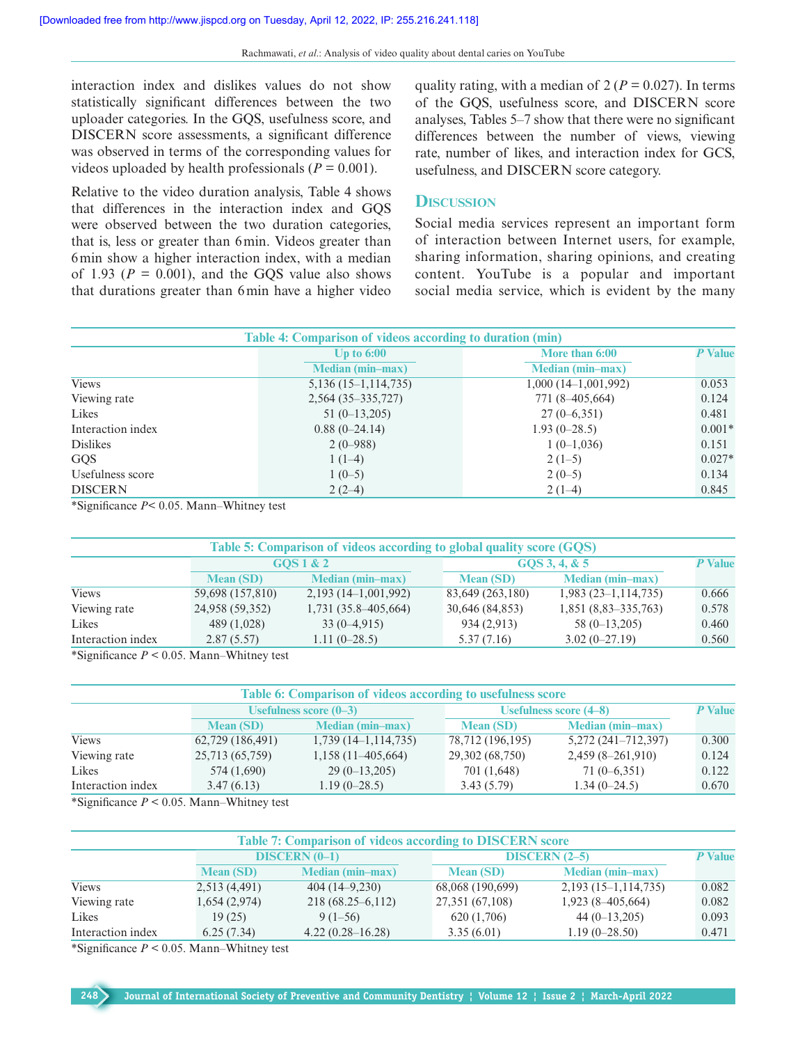interaction index and dislikes values do not show statistically significant differences between the two uploader categories. In the GQS, usefulness score, and DISCERN score assessments, a significant difference was observed in terms of the corresponding values for videos uploaded by health professionals ($P = 0.001$).

Relative to the video duration analysis, Table 4 shows that differences in the interaction index and GQS were observed between the two duration categories, that is, less or greater than 6 min. Videos greater than 6 min show a higher interaction index, with a median of 1.93 ($P = 0.001$), and the GQS value also shows that durations greater than 6 min have a higher video quality rating, with a median of 2 ($P = 0.027$). In terms of the GQS, usefulness score, and DISCERN score analyses, Tables 5–7 show that there were no significant differences between the number of views, viewing rate, number of likes, and interaction index for GCS, usefulness, and DISCERN score category.

## Discussion

Social media services represent an important form of interaction between Internet users, for example, sharing information, sharing opinions, and creating content. YouTube is a popular and important social media service, which is evident by the many

**Table 4: Comparison of videos according to duration (min)**

| | Up to 6:00 | More than 6:00 | *P* Value |
|---|---|---|---|
| | Median (min–max) | Median (min–max) | |
| Views | 5,136 (15–1,114,735) | 1,000 (14–1,001,992) | 0.053 |
| Viewing rate | 2,564 (35–335,727) | 771 (8–405,664) | 0.124 |
| Likes | 51 (0–13,205) | 27 (0–6,351) | 0.481 |
| Interaction index | 0.88 (0–24.14) | 1.93 (0–28.5) | 0.001* |
| Dislikes | 2 (0–988) | 1 (0–1,036) | 0.151 |
| GQS | 1 (1–4) | 2 (1–5) | 0.027* |
| Usefulness score | 1 (0–5) | 2 (0–5) | 0.134 |
| DISCERN | 2 (2–4) | 2 (1–4) | 0.845 |

*Significance $P< 0.05$. Mann–Whitney test

**Table 5: Comparison of videos according to global quality score (GQS)**

| | GQS 1 & 2 | | GQS 3, 4, & 5 | | *P* Value |
|---|---|---|---|---|---|
| | Mean (SD) | Median (min–max) | Mean (SD) | Median (min–max) | |
| Views | 59,698 (157,810) | 2,193 (14–1,001,992) | 83,649 (263,180) | 1,983 (23–1,114,735) | 0.666 |
| Viewing rate | 24,958 (59,352) | 1,731 (35.8–405,664) | 30,646 (84,853) | 1,851 (8,83–335,763) | 0.578 |
| Likes | 489 (1,028) | 33 (0–4,915) | 934 (2,913) | 58 (0–13,205) | 0.460 |
| Interaction index | 2.87 (5.57) | 1.11 (0–28.5) | 5.37 (7.16) | 3.02 (0–27.19) | 0.560 |

*Significance $P < 0.05$. Mann–Whitney test

**Table 6: Comparison of videos according to usefulness score**

| | Usefulness score (0–3) | | Usefulness score (4–8) | | *P* Value |
|---|---|---|---|---|---|
| | Mean (SD) | Median (min–max) | Mean (SD) | Median (min–max) | |
| Views | 62,729 (186,491) | 1,739 (14–1,114,735) | 78,712 (196,195) | 5,272 (241–712,397) | 0.300 |
| Viewing rate | 25,713 (65,759) | 1,158 (11–405,664) | 29,302 (68,750) | 2,459 (8–261,910) | 0.124 |
| Likes | 574 (1,690) | 29 (0–13,205) | 701 (1,648) | 71 (0–6,351) | 0.122 |
| Interaction index | 3.47 (6.13) | 1.19 (0–28.5) | 3.43 (5.79) | 1.34 (0–24.5) | 0.670 |

*Significance $P < 0.05$. Mann–Whitney test

**Table 7: Comparison of videos according to DISCERN score**

| | DISCERN (0–1) | | DISCERN (2–5) | | *P* Value |
|---|---|---|---|---|---|
| | Mean (SD) | Median (min–max) | Mean (SD) | Median (min–max) | |
| Views | 2,513 (4,491) | 404 (14–9,230) | 68,068 (190,699) | 2,193 (15–1,114,735) | 0.082 |
| Viewing rate | 1,654 (2,974) | 218 (68.25–6,112) | 27,351 (67,108) | 1,923 (8–405,664) | 0.082 |
| Likes | 19 (25) | 9 (1–56) | 620 (1,706) | 44 (0–13,205) | 0.093 |
| Interaction index | 6.25 (7.34) | 4.22 (0.28–16.28) | 3.35 (6.01) | 1.19 (0–28.50) | 0.471 |

*Significance $P < 0.05$. Mann–Whitney test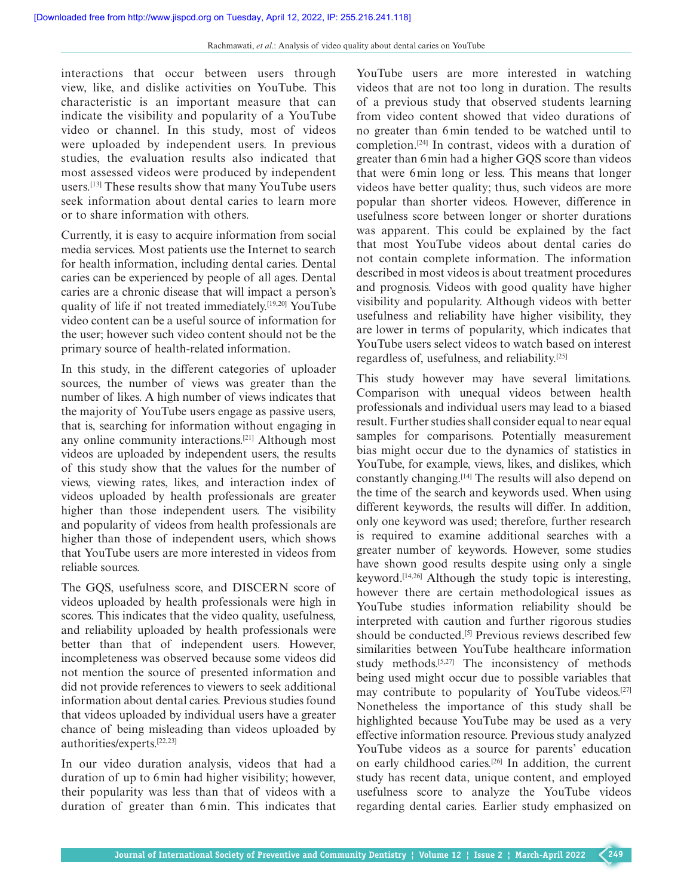interactions that occur between users through view, like, and dislike activities on YouTube. This characteristic is an important measure that can indicate the visibility and popularity of a YouTube video or channel. In this study, most of videos were uploaded by independent users. In previous studies, the evaluation results also indicated that most assessed videos were produced by independent users.[13] These results show that many YouTube users seek information about dental caries to learn more or to share information with others.

Currently, it is easy to acquire information from social media services. Most patients use the Internet to search for health information, including dental caries. Dental caries can be experienced by people of all ages. Dental caries are a chronic disease that will impact a person's quality of life if not treated immediately.[19,20] YouTube video content can be a useful source of information for the user; however such video content should not be the primary source of health-related information.

In this study, in the different categories of uploader sources, the number of views was greater than the number of likes. A high number of views indicates that the majority of YouTube users engage as passive users, that is, searching for information without engaging in any online community interactions.[21] Although most videos are uploaded by independent users, the results of this study show that the values for the number of views, viewing rates, likes, and interaction index of videos uploaded by health professionals are greater higher than those independent users. The visibility and popularity of videos from health professionals are higher than those of independent users, which shows that YouTube users are more interested in videos from reliable sources.

The GQS, usefulness score, and DISCERN score of videos uploaded by health professionals were high in scores. This indicates that the video quality, usefulness, and reliability uploaded by health professionals were better than that of independent users. However, incompleteness was observed because some videos did not mention the source of presented information and did not provide references to viewers to seek additional information about dental caries. Previous studies found that videos uploaded by individual users have a greater chance of being misleading than videos uploaded by authorities/experts.[22,23]

In our video duration analysis, videos that had a duration of up to 6 min had higher visibility; however, their popularity was less than that of videos with a duration of greater than 6 min. This indicates that YouTube users are more interested in watching videos that are not too long in duration. The results of a previous study that observed students learning from video content showed that video durations of no greater than 6 min tended to be watched until to completion.[24] In contrast, videos with a duration of greater than 6 min had a higher GQS score than videos that were 6 min long or less. This means that longer videos have better quality; thus, such videos are more popular than shorter videos. However, difference in usefulness score between longer or shorter durations was apparent. This could be explained by the fact that most YouTube videos about dental caries do not contain complete information. The information described in most videos is about treatment procedures and prognosis. Videos with good quality have higher visibility and popularity. Although videos with better usefulness and reliability have higher visibility, they are lower in terms of popularity, which indicates that YouTube users select videos to watch based on interest regardless of, usefulness, and reliability.[25]

This study however may have several limitations. Comparison with unequal videos between health professionals and individual users may lead to a biased result. Further studies shall consider equal to near equal samples for comparisons. Potentially measurement bias might occur due to the dynamics of statistics in YouTube, for example, views, likes, and dislikes, which constantly changing.[14] The results will also depend on the time of the search and keywords used. When using different keywords, the results will differ. In addition, only one keyword was used; therefore, further research is required to examine additional searches with a greater number of keywords. However, some studies have shown good results despite using only a single keyword.[14,26] Although the study topic is interesting, however there are certain methodological issues as YouTube studies information reliability should be interpreted with caution and further rigorous studies should be conducted.[5] Previous reviews described few similarities between YouTube healthcare information study methods.[5,27] The inconsistency of methods being used might occur due to possible variables that may contribute to popularity of YouTube videos.[27] Nonetheless the importance of this study shall be highlighted because YouTube may be used as a very effective information resource. Previous study analyzed YouTube videos as a source for parents' education on early childhood caries.[26] In addition, the current study has recent data, unique content, and employed usefulness score to analyze the YouTube videos regarding dental caries. Earlier study emphasized on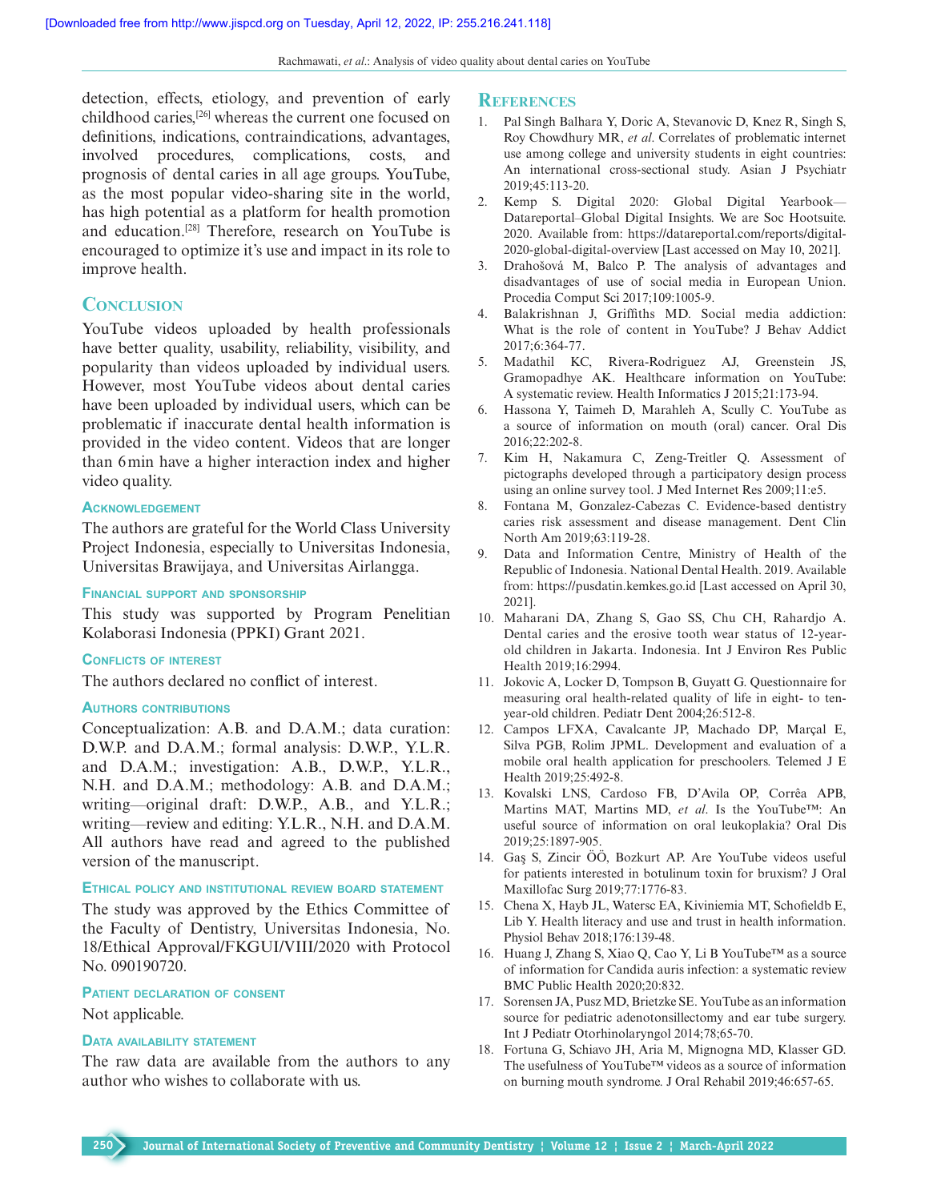detection, effects, etiology, and prevention of early childhood caries,[26] whereas the current one focused on definitions, indications, contraindications, advantages, involved procedures, complications, costs, and prognosis of dental caries in all age groups. YouTube, as the most popular video-sharing site in the world, has high potential as a platform for health promotion and education.[28] Therefore, research on YouTube is encouraged to optimize it's use and impact in its role to improve health.

## Conclusion

YouTube videos uploaded by health professionals have better quality, usability, reliability, visibility, and popularity than videos uploaded by individual users. However, most YouTube videos about dental caries have been uploaded by individual users, which can be problematic if inaccurate dental health information is provided in the video content. Videos that are longer than 6 min have a higher interaction index and higher video quality.

### Acknowledgement

The authors are grateful for the World Class University Project Indonesia, especially to Universitas Indonesia, Universitas Brawijaya, and Universitas Airlangga.

### Financial support and sponsorship

This study was supported by Program Penelitian Kolaborasi Indonesia (PPKI) Grant 2021.

### Conflicts of interest

The authors declared no conflict of interest.

### Authors contributions

Conceptualization: A.B. and D.A.M.; data curation: D.W.P. and D.A.M.; formal analysis: D.W.P., Y.L.R. and D.A.M.; investigation: A.B., D.W.P., Y.L.R., N.H. and D.A.M.; methodology: A.B. and D.A.M.; writing—original draft: D.W.P., A.B., and Y.L.R.; writing—review and editing: Y.L.R., N.H. and D.A.M. All authors have read and agreed to the published version of the manuscript.

### Ethical policy and institutional review board statement

The study was approved by the Ethics Committee of the Faculty of Dentistry, Universitas Indonesia, No. 18/Ethical Approval/FKGUI/VIII/2020 with Protocol No. 090190720.

### Patient declaration of consent

Not applicable.

### Data availability statement

The raw data are available from the authors to any author who wishes to collaborate with us.

## References

1. Pal Singh Balhara Y, Doric A, Stevanovic D, Knez R, Singh S, Roy Chowdhury MR, *et al*. Correlates of problematic internet use among college and university students in eight countries: An international cross-sectional study. Asian J Psychiatr 2019;45:113-20.
2. Kemp S. Digital 2020: Global Digital Yearbook—Datareportal–Global Digital Insights. We are Soc Hootsuite. 2020. Available from: https://datareportal.com/reports/digital-2020-global-digital-overview [Last accessed on May 10, 2021].
3. Drahošová M, Balco P. The analysis of advantages and disadvantages of use of social media in European Union. Procedia Comput Sci 2017;109:1005-9.
4. Balakrishnan J, Griffiths MD. Social media addiction: What is the role of content in YouTube? J Behav Addict 2017;6:364-77.
5. Madathil KC, Rivera-Rodriguez AJ, Greenstein JS, Gramopadhye AK. Healthcare information on YouTube: A systematic review. Health Informatics J 2015;21:173-94.
6. Hassona Y, Taimeh D, Marahleh A, Scully C. YouTube as a source of information on mouth (oral) cancer. Oral Dis 2016;22:202-8.
7. Kim H, Nakamura C, Zeng-Treitler Q. Assessment of pictographs developed through a participatory design process using an online survey tool. J Med Internet Res 2009;11:e5.
8. Fontana M, Gonzalez-Cabezas C. Evidence-based dentistry caries risk assessment and disease management. Dent Clin North Am 2019;63:119-28.
9. Data and Information Centre, Ministry of Health of the Republic of Indonesia. National Dental Health. 2019. Available from: https://pusdatin.kemkes.go.id [Last accessed on April 30, 2021].
10. Maharani DA, Zhang S, Gao SS, Chu CH, Rahardjo A. Dental caries and the erosive tooth wear status of 12-year-old children in Jakarta. Indonesia. Int J Environ Res Public Health 2019;16:2994.
11. Jokovic A, Locker D, Tompson B, Guyatt G. Questionnaire for measuring oral health-related quality of life in eight- to ten-year-old children. Pediatr Dent 2004;26:512-8.
12. Campos LFXA, Cavalcante JP, Machado DP, Marçal E, Silva PGB, Rolim JPML. Development and evaluation of a mobile oral health application for preschoolers. Telemed J E Health 2019;25:492-8.
13. Kovalski LNS, Cardoso FB, D'Avila OP, Corrêa APB, Martins MAT, Martins MD, *et al*. Is the YouTube™: An useful source of information on oral leukoplakia? Oral Dis 2019;25:1897-905.
14. Gaş S, Zincir ÖÖ, Bozkurt AP. Are YouTube videos useful for patients interested in botulinum toxin for bruxism? J Oral Maxillofac Surg 2019;77:1776-83.
15. Chena X, Hayb JL, Watersc EA, Kiviniemia MT, Schofieldb E, Lib Y. Health literacy and use and trust in health information. Physiol Behav 2018;176:139-48.
16. Huang J, Zhang S, Xiao Q, Cao Y, Li B YouTube™ as a source of information for Candida auris infection: a systematic review BMC Public Health 2020;20:832.
17. Sorensen JA, Pusz MD, Brietzke SE. YouTube as an information source for pediatric adenotonsillectomy and ear tube surgery. Int J Pediatr Otorhinolaryngol 2014;78;65-70.
18. Fortuna G, Schiavo JH, Aria M, Mignogna MD, Klasser GD. The usefulness of YouTube™ videos as a source of information on burning mouth syndrome. J Oral Rehabil 2019;46:657-65.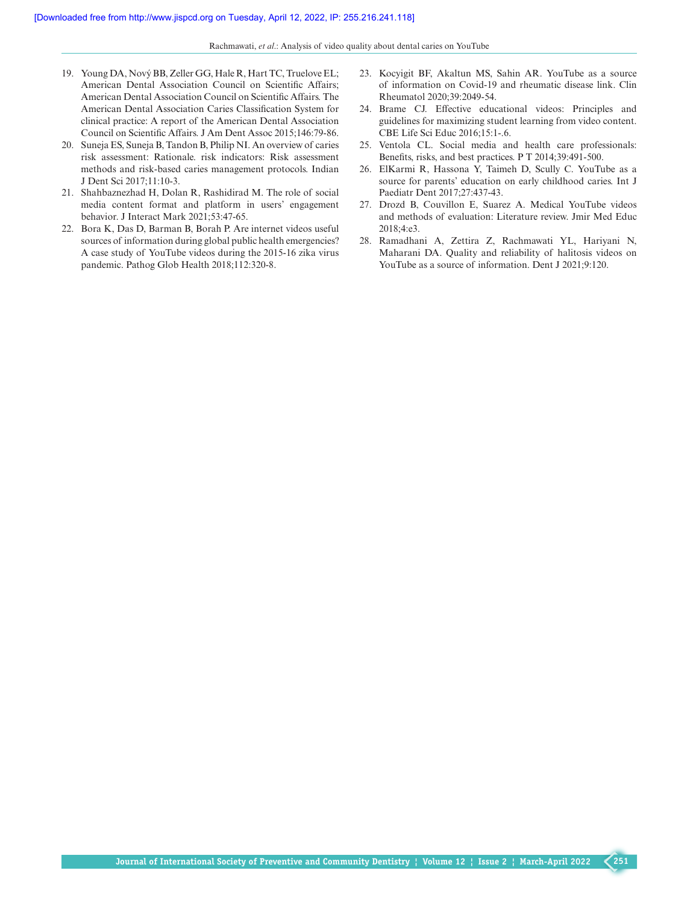19. Young DA, Nový BB, Zeller GG, Hale R, Hart TC, Truelove EL; American Dental Association Council on Scientific Affairs; American Dental Association Council on Scientific Affairs. The American Dental Association Caries Classification System for clinical practice: A report of the American Dental Association Council on Scientific Affairs. J Am Dent Assoc 2015;146:79-86.
20. Suneja ES, Suneja B, Tandon B, Philip NI. An overview of caries risk assessment: Rationale. risk indicators: Risk assessment methods and risk-based caries management protocols. Indian J Dent Sci 2017;11:10-3.
21. Shahbaznezhad H, Dolan R, Rashidirad M. The role of social media content format and platform in users' engagement behavior. J Interact Mark 2021;53:47-65.
22. Bora K, Das D, Barman B, Borah P. Are internet videos useful sources of information during global public health emergencies? A case study of YouTube videos during the 2015-16 zika virus pandemic. Pathog Glob Health 2018;112:320-8.
23. Kocyigit BF, Akaltun MS, Sahin AR. YouTube as a source of information on Covid-19 and rheumatic disease link. Clin Rheumatol 2020;39:2049-54.
24. Brame CJ. Effective educational videos: Principles and guidelines for maximizing student learning from video content. CBE Life Sci Educ 2016;15:1-.6.
25. Ventola CL. Social media and health care professionals: Benefits, risks, and best practices. P T 2014;39:491-500.
26. ElKarmi R, Hassona Y, Taimeh D, Scully C. YouTube as a source for parents' education on early childhood caries. Int J Paediatr Dent 2017;27:437-43.
27. Drozd B, Couvillon E, Suarez A. Medical YouTube videos and methods of evaluation: Literature review. Jmir Med Educ 2018;4:e3.
28. Ramadhani A, Zettira Z, Rachmawati YL, Hariyani N, Maharani DA. Quality and reliability of halitosis videos on YouTube as a source of information. Dent J 2021;9:120.